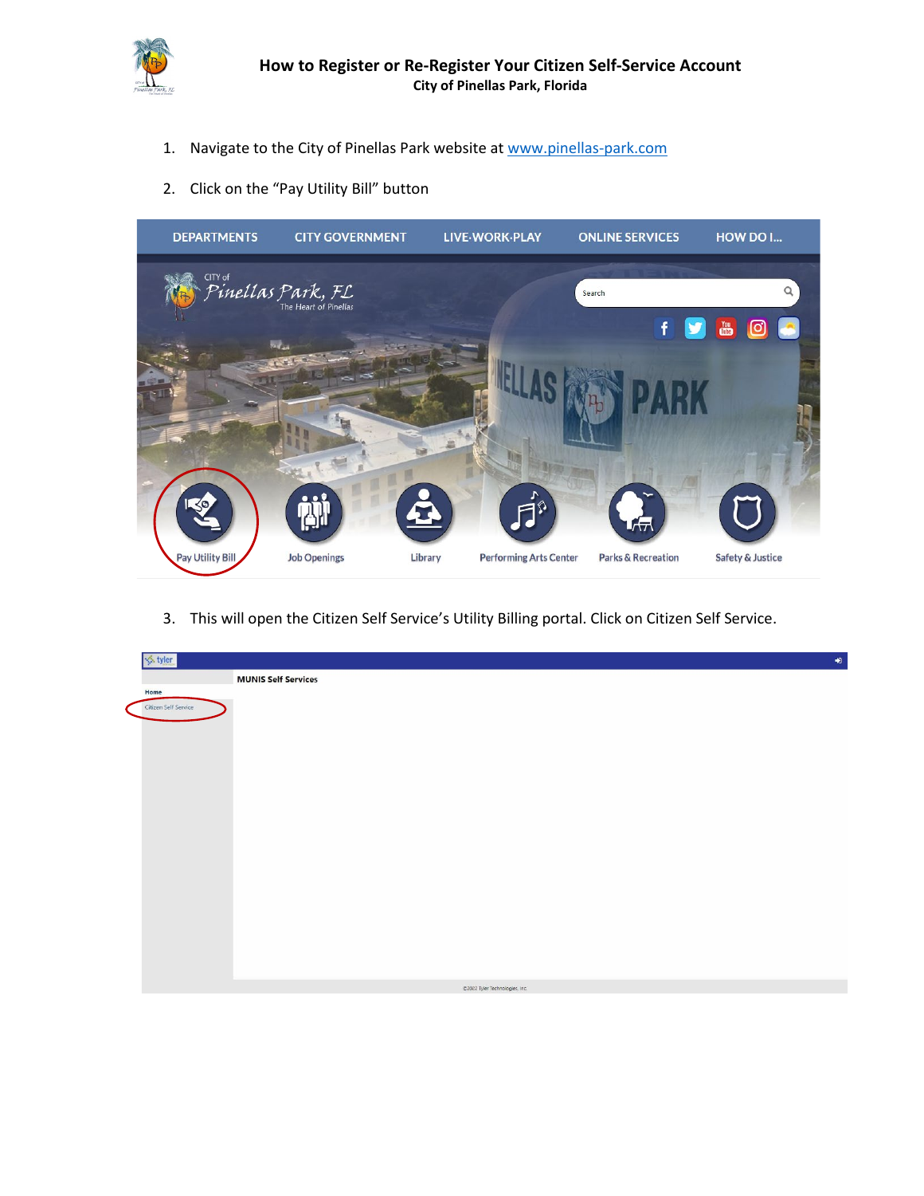# How to Register or Re-Register Your Citizen Self-Service Account

**City of Pinellas Park, Florida**

1. Navigate to the City of Pinellas Park website at www.pinellas-park.com

2. Click on the "Pay Utility Bill" button

3. This will open the Citizen Self Service's Utility Billing portal. Click on Citizen Self Service.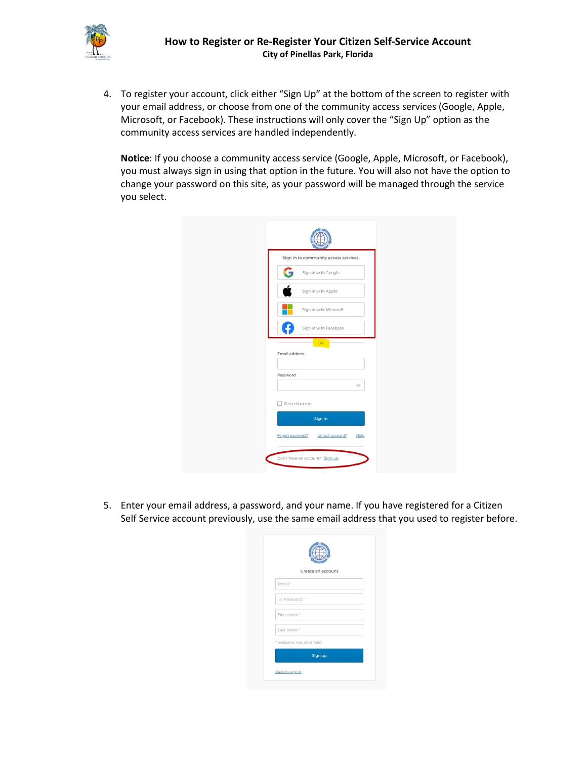4. To register your account, click either "Sign Up" at the bottom of the screen to register with your email address, or choose from one of the community access services (Google, Apple, Microsoft, or Facebook). These instructions will only cover the "Sign Up" option as the community access services are handled independently.

   **Notice**: If you choose a community access service (Google, Apple, Microsoft, or Facebook), you must always sign in using that option in the future. You will also not have the option to change your password on this site, as your password will be managed through the service you select.

5. Enter your email address, a password, and your name. If you have registered for a Citizen Self Service account previously, use the same email address that you used to register before.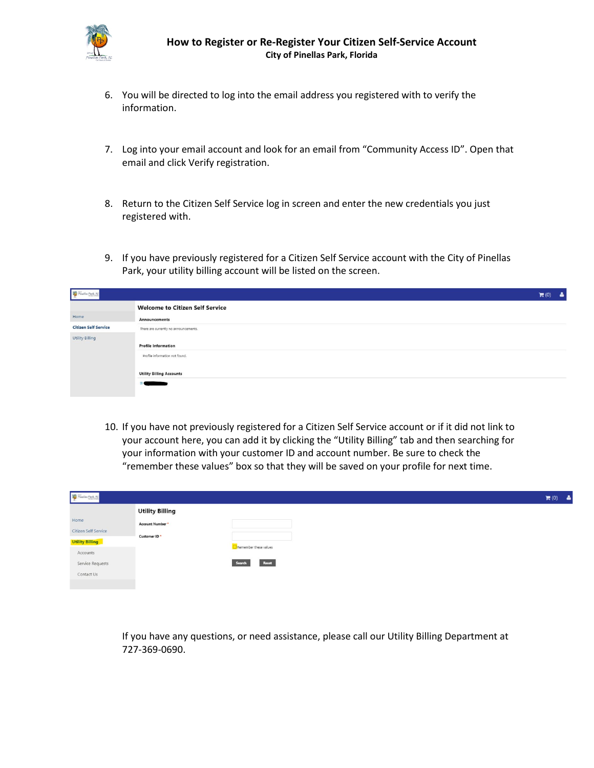# How to Register or Re-Register Your Citizen Self-Service Account

**City of Pinellas Park, Florida**

6. You will be directed to log into the email address you registered with to verify the information.

7. Log into your email account and look for an email from "Community Access ID". Open that email and click Verify registration.

8. Return to the Citizen Self Service log in screen and enter the new credentials you just registered with.

9. If you have previously registered for a Citizen Self Service account with the City of Pinellas Park, your utility billing account will be listed on the screen.

Home
Citizen Self Service
Utility Billing

Welcome to Citizen Self Service
Announcements
There are currently no announcements.
Profile Information
Profile information not found.
Utility Billing Accounts

10. If you have not previously registered for a Citizen Self Service account or if it did not link to your account here, you can add it by clicking the "Utility Billing" tab and then searching for your information with your customer ID and account number. Be sure to check the "remember these values" box so that they will be saved on your profile for next time.

Home
Citizen Self Service
Utility Billing
Accounts
Service Requests
Contact Us

Utility Billing
Account Number *
Customer ID *
Remember these values
Search
Reset

If you have any questions, or need assistance, please call our Utility Billing Department at 727-369-0690.